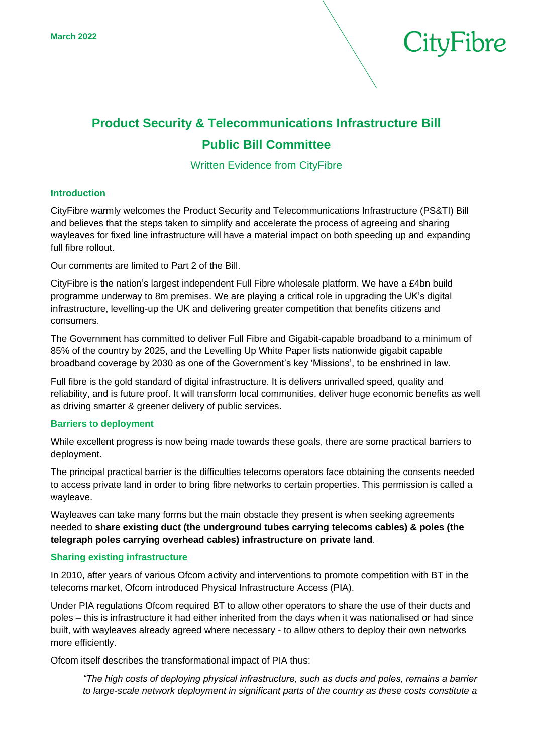March 2022

CityFibre

# Product Security & Telecommunications Infrastructure Bill

# Public Bill Committee

Written Evidence from CityFibre

## Introduction

CityFibre warmly welcomes the Product Security and Telecommunications Infrastructure (PS&TI) Bill and believes that the steps taken to simplify and accelerate the process of agreeing and sharing wayleaves for fixed line infrastructure will have a material impact on both speeding up and expanding full fibre rollout.

Our comments are limited to Part 2 of the Bill.

CityFibre is the nation's largest independent Full Fibre wholesale platform. We have a £4bn build programme underway to 8m premises. We are playing a critical role in upgrading the UK's digital infrastructure, levelling-up the UK and delivering greater competition that benefits citizens and consumers.

The Government has committed to deliver Full Fibre and Gigabit-capable broadband to a minimum of 85% of the country by 2025, and the Levelling Up White Paper lists nationwide gigabit capable broadband coverage by 2030 as one of the Government's key 'Missions', to be enshrined in law.

Full fibre is the gold standard of digital infrastructure. It is delivers unrivalled speed, quality and reliability, and is future proof. It will transform local communities, deliver huge economic benefits as well as driving smarter & greener delivery of public services.

## Barriers to deployment

While excellent progress is now being made towards these goals, there are some practical barriers to deployment.

The principal practical barrier is the difficulties telecoms operators face obtaining the consents needed to access private land in order to bring fibre networks to certain properties. This permission is called a wayleave.

Wayleaves can take many forms but the main obstacle they present is when seeking agreements needed to **share existing duct (the underground tubes carrying telecoms cables) & poles (the telegraph poles carrying overhead cables) infrastructure on private land**.

## Sharing existing infrastructure

In 2010, after years of various Ofcom activity and interventions to promote competition with BT in the telecoms market, Ofcom introduced Physical Infrastructure Access (PIA).

Under PIA regulations Ofcom required BT to allow other operators to share the use of their ducts and poles – this is infrastructure it had either inherited from the days when it was nationalised or had since built, with wayleaves already agreed where necessary - to allow others to deploy their own networks more efficiently.

Ofcom itself describes the transformational impact of PIA thus:

> *"The high costs of deploying physical infrastructure, such as ducts and poles, remains a barrier to large-scale network deployment in significant parts of the country as these costs constitute a*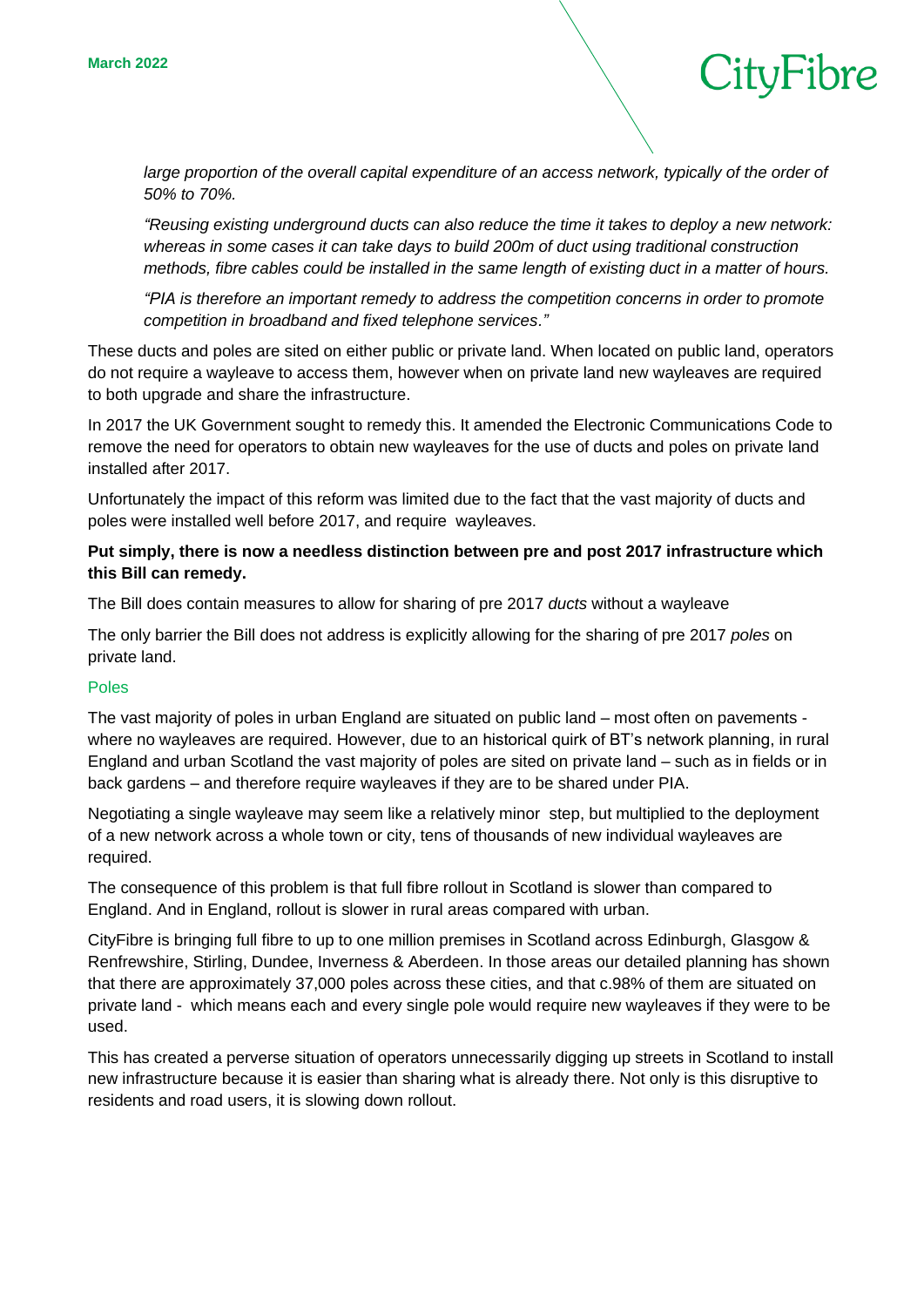*large proportion of the overall capital expenditure of an access network, typically of the order of 50% to 70%.*

*"Reusing existing underground ducts can also reduce the time it takes to deploy a new network: whereas in some cases it can take days to build 200m of duct using traditional construction methods, fibre cables could be installed in the same length of existing duct in a matter of hours.*

*"PIA is therefore an important remedy to address the competition concerns in order to promote competition in broadband and fixed telephone services."*

These ducts and poles are sited on either public or private land. When located on public land, operators do not require a wayleave to access them, however when on private land new wayleaves are required to both upgrade and share the infrastructure.

In 2017 the UK Government sought to remedy this. It amended the Electronic Communications Code to remove the need for operators to obtain new wayleaves for the use of ducts and poles on private land installed after 2017.

Unfortunately the impact of this reform was limited due to the fact that the vast majority of ducts and poles were installed well before 2017, and require wayleaves.

**Put simply, there is now a needless distinction between pre and post 2017 infrastructure which this Bill can remedy.**

The Bill does contain measures to allow for sharing of pre 2017 *ducts* without a wayleave

The only barrier the Bill does not address is explicitly allowing for the sharing of pre 2017 *poles* on private land.

## Poles

The vast majority of poles in urban England are situated on public land – most often on pavements - where no wayleaves are required. However, due to an historical quirk of BT's network planning, in rural England and urban Scotland the vast majority of poles are sited on private land – such as in fields or in back gardens – and therefore require wayleaves if they are to be shared under PIA.

Negotiating a single wayleave may seem like a relatively minor step, but multiplied to the deployment of a new network across a whole town or city, tens of thousands of new individual wayleaves are required.

The consequence of this problem is that full fibre rollout in Scotland is slower than compared to England. And in England, rollout is slower in rural areas compared with urban.

CityFibre is bringing full fibre to up to one million premises in Scotland across Edinburgh, Glasgow & Renfrewshire, Stirling, Dundee, Inverness & Aberdeen. In those areas our detailed planning has shown that there are approximately 37,000 poles across these cities, and that c.98% of them are situated on private land - which means each and every single pole would require new wayleaves if they were to be used.

This has created a perverse situation of operators unnecessarily digging up streets in Scotland to install new infrastructure because it is easier than sharing what is already there. Not only is this disruptive to residents and road users, it is slowing down rollout.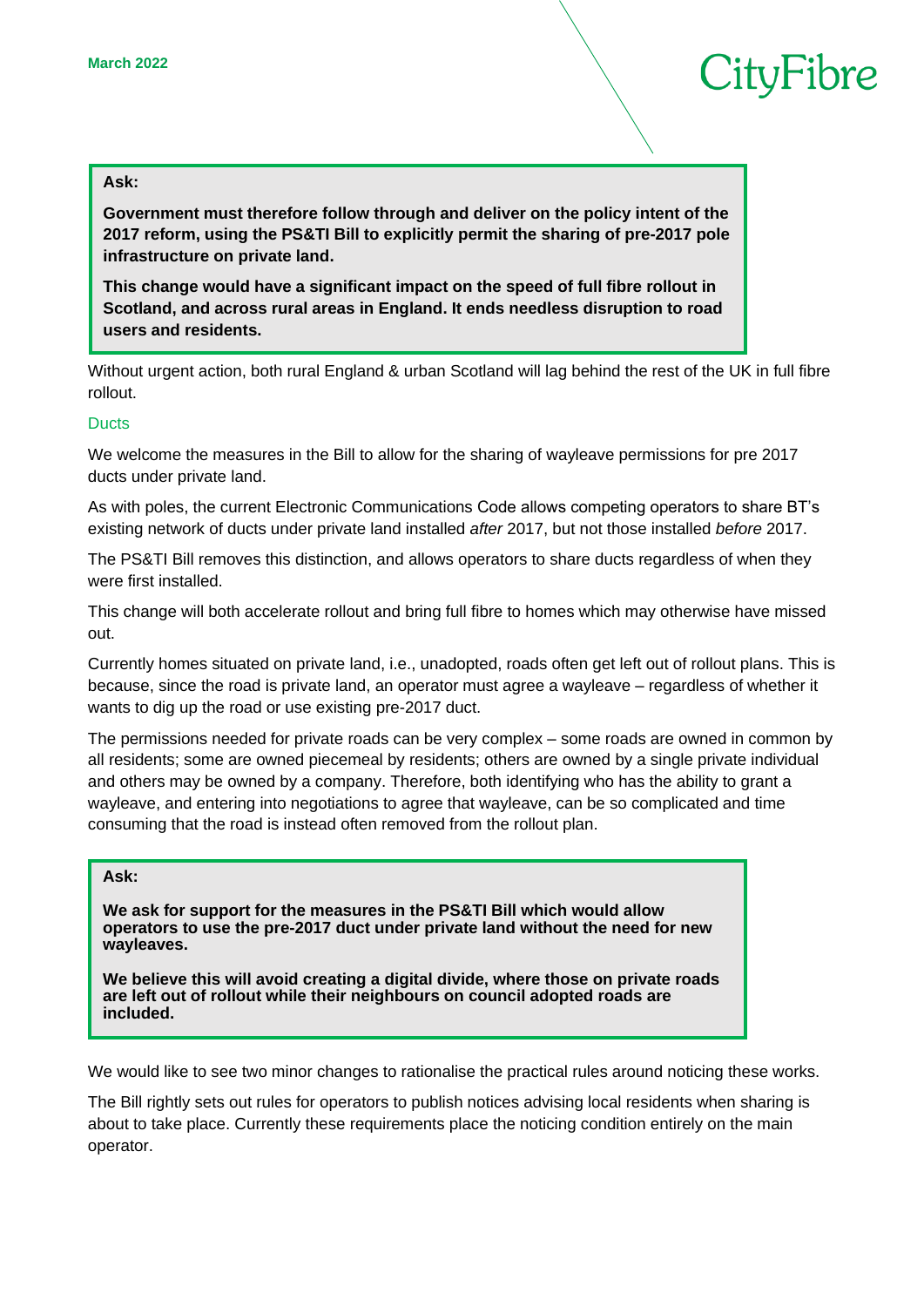**Ask:**

**Government must therefore follow through and deliver on the policy intent of the 2017 reform, using the PS&TI Bill to explicitly permit the sharing of pre-2017 pole infrastructure on private land.**

**This change would have a significant impact on the speed of full fibre rollout in Scotland, and across rural areas in England. It ends needless disruption to road users and residents.**

Without urgent action, both rural England & urban Scotland will lag behind the rest of the UK in full fibre rollout.

## Ducts

We welcome the measures in the Bill to allow for the sharing of wayleave permissions for pre 2017 ducts under private land.

As with poles, the current Electronic Communications Code allows competing operators to share BT's existing network of ducts under private land installed *after* 2017, but not those installed *before* 2017.

The PS&TI Bill removes this distinction, and allows operators to share ducts regardless of when they were first installed.

This change will both accelerate rollout and bring full fibre to homes which may otherwise have missed out.

Currently homes situated on private land, i.e., unadopted, roads often get left out of rollout plans. This is because, since the road is private land, an operator must agree a wayleave – regardless of whether it wants to dig up the road or use existing pre-2017 duct.

The permissions needed for private roads can be very complex – some roads are owned in common by all residents; some are owned piecemeal by residents; others are owned by a single private individual and others may be owned by a company. Therefore, both identifying who has the ability to grant a wayleave, and entering into negotiations to agree that wayleave, can be so complicated and time consuming that the road is instead often removed from the rollout plan.

**Ask:**

**We ask for support for the measures in the PS&TI Bill which would allow operators to use the pre-2017 duct under private land without the need for new wayleaves.**

**We believe this will avoid creating a digital divide, where those on private roads are left out of rollout while their neighbours on council adopted roads are included.**

We would like to see two minor changes to rationalise the practical rules around noticing these works.

The Bill rightly sets out rules for operators to publish notices advising local residents when sharing is about to take place. Currently these requirements place the noticing condition entirely on the main operator.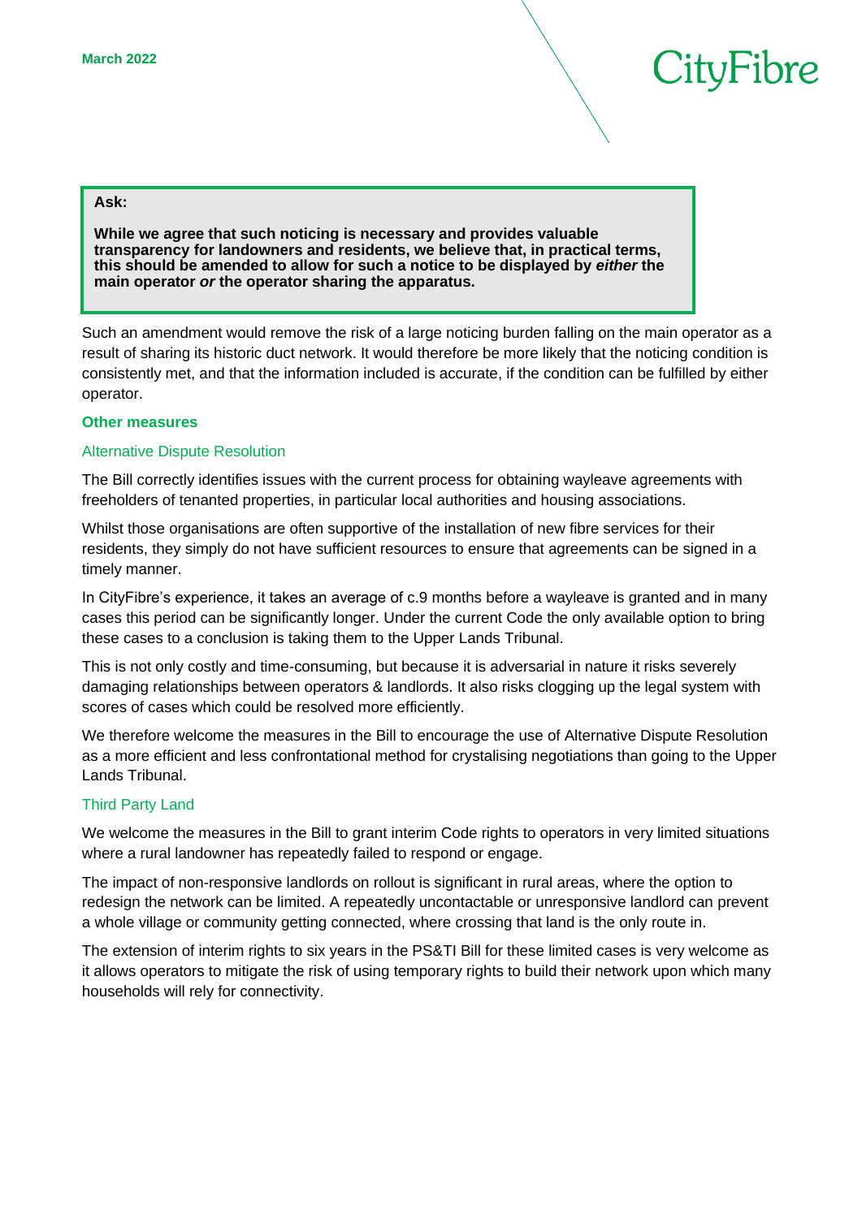> **Ask:**
>
> **While we agree that such noticing is necessary and provides valuable transparency for landowners and residents, we believe that, in practical terms, this should be amended to allow for such a notice to be displayed by *either* the main operator *or* the operator sharing the apparatus.**

Such an amendment would remove the risk of a large noticing burden falling on the main operator as a result of sharing its historic duct network. It would therefore be more likely that the noticing condition is consistently met, and that the information included is accurate, if the condition can be fulfilled by either operator.

## Other measures

### Alternative Dispute Resolution

The Bill correctly identifies issues with the current process for obtaining wayleave agreements with freeholders of tenanted properties, in particular local authorities and housing associations.

Whilst those organisations are often supportive of the installation of new fibre services for their residents, they simply do not have sufficient resources to ensure that agreements can be signed in a timely manner.

In CityFibre's experience, it takes an average of c.9 months before a wayleave is granted and in many cases this period can be significantly longer. Under the current Code the only available option to bring these cases to a conclusion is taking them to the Upper Lands Tribunal.

This is not only costly and time-consuming, but because it is adversarial in nature it risks severely damaging relationships between operators & landlords. It also risks clogging up the legal system with scores of cases which could be resolved more efficiently.

We therefore welcome the measures in the Bill to encourage the use of Alternative Dispute Resolution as a more efficient and less confrontational method for crystalising negotiations than going to the Upper Lands Tribunal.

### Third Party Land

We welcome the measures in the Bill to grant interim Code rights to operators in very limited situations where a rural landowner has repeatedly failed to respond or engage.

The impact of non-responsive landlords on rollout is significant in rural areas, where the option to redesign the network can be limited. A repeatedly uncontactable or unresponsive landlord can prevent a whole village or community getting connected, where crossing that land is the only route in.

The extension of interim rights to six years in the PS&TI Bill for these limited cases is very welcome as it allows operators to mitigate the risk of using temporary rights to build their network upon which many households will rely for connectivity.